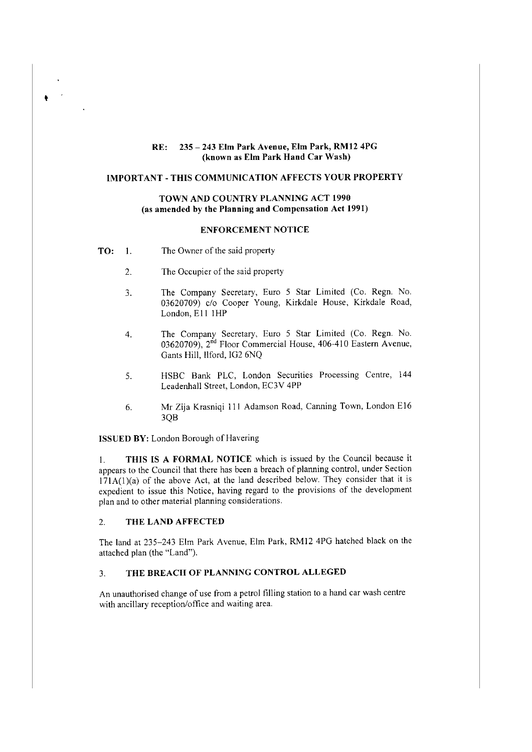**RE: 235 – 243 Elm Park Avenue, Elm Park, RM12 4PG**
**(known as Elm Park Hand Car Wash)**

**IMPORTANT - THIS COMMUNICATION AFFECTS YOUR PROPERTY**

**TOWN AND COUNTRY PLANNING ACT 1990**
**(as amended by the Planning and Compensation Act 1991)**

**ENFORCEMENT NOTICE**

**TO:**

1. The Owner of the said property
2. The Occupier of the said property
3. The Company Secretary, Euro 5 Star Limited (Co. Regn. No. 03620709) c/o Cooper Young, Kirkdale House, Kirkdale Road, London, E11 1HP
4. The Company Secretary, Euro 5 Star Limited (Co. Regn. No. 03620709), 2nd Floor Commercial House, 406-410 Eastern Avenue, Gants Hill, Ilford, IG2 6NQ
5. HSBC Bank PLC, London Securities Processing Centre, 144 Leadenhall Street, London, EC3V 4PP
6. Mr Zija Krasniqi 111 Adamson Road, Canning Town, London E16 3QB

**ISSUED BY:** London Borough of Havering

1. **THIS IS A FORMAL NOTICE** which is issued by the Council because it appears to the Council that there has been a breach of planning control, under Section 171A(1)(a) of the above Act, at the land described below. They consider that it is expedient to issue this Notice, having regard to the provisions of the development plan and to other material planning considerations.

## 2. THE LAND AFFECTED

The land at 235–243 Elm Park Avenue, Elm Park, RM12 4PG hatched black on the attached plan (the "Land").

## 3. THE BREACH OF PLANNING CONTROL ALLEGED

An unauthorised change of use from a petrol filling station to a hand car wash centre with ancillary reception/office and waiting area.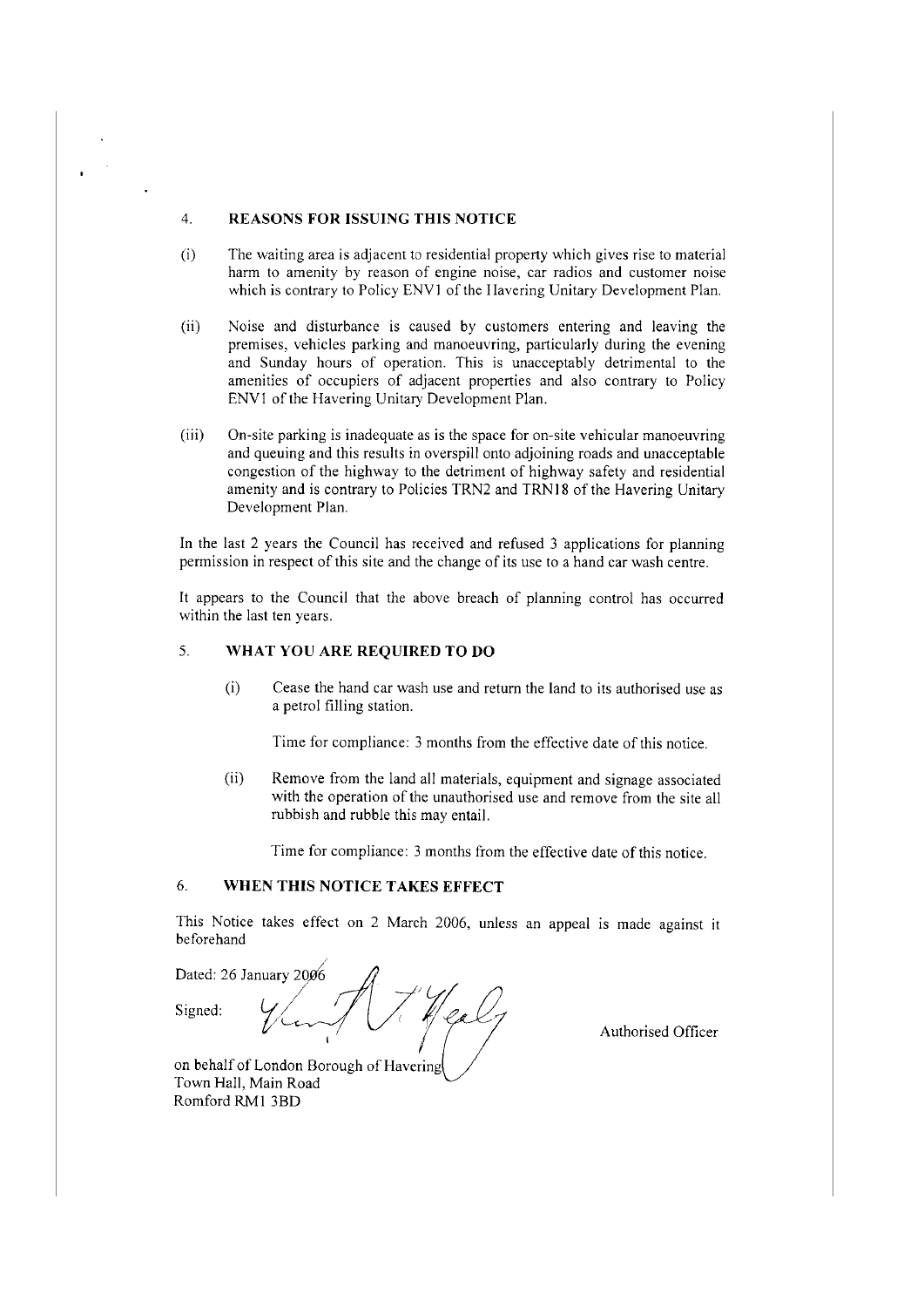## 4. REASONS FOR ISSUING THIS NOTICE

(i) The waiting area is adjacent to residential property which gives rise to material harm to amenity by reason of engine noise, car radios and customer noise which is contrary to Policy ENV1 of the Havering Unitary Development Plan.

(ii) Noise and disturbance is caused by customers entering and leaving the premises, vehicles parking and manoeuvring, particularly during the evening and Sunday hours of operation. This is unacceptably detrimental to the amenities of occupiers of adjacent properties and also contrary to Policy ENV1 of the Havering Unitary Development Plan.

(iii) On-site parking is inadequate as is the space for on-site vehicular manoeuvring and queuing and this results in overspill onto adjoining roads and unacceptable congestion of the highway to the detriment of highway safety and residential amenity and is contrary to Policies TRN2 and TRN18 of the Havering Unitary Development Plan.

In the last 2 years the Council has received and refused 3 applications for planning permission in respect of this site and the change of its use to a hand car wash centre.

It appears to the Council that the above breach of planning control has occurred within the last ten years.

## 5. WHAT YOU ARE REQUIRED TO DO

(i) Cease the hand car wash use and return the land to its authorised use as a petrol filling station.

Time for compliance: 3 months from the effective date of this notice.

(ii) Remove from the land all materials, equipment and signage associated with the operation of the unauthorised use and remove from the site all rubbish and rubble this may entail.

Time for compliance: 3 months from the effective date of this notice.

## 6. WHEN THIS NOTICE TAKES EFFECT

This Notice takes effect on 2 March 2006, unless an appeal is made against it beforehand

Dated: 26 January 2006

Signed: Authorised Officer

on behalf of London Borough of Havering
Town Hall, Main Road
Romford RM1 3BD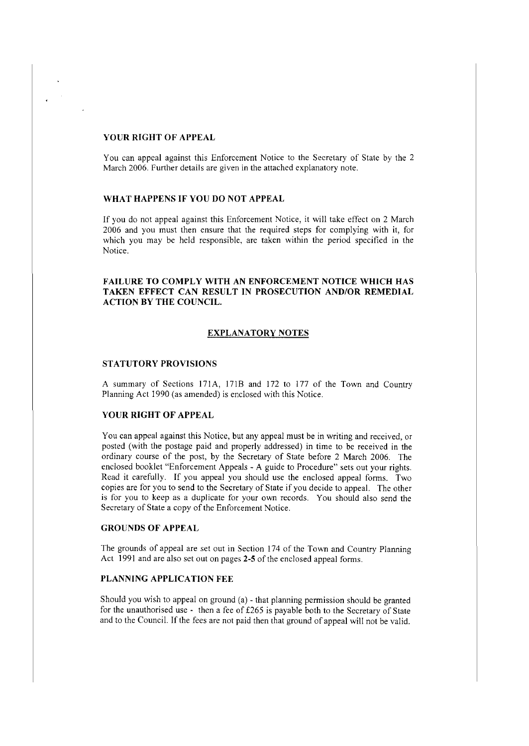### YOUR RIGHT OF APPEAL

You can appeal against this Enforcement Notice to the Secretary of State by the 2 March 2006. Further details are given in the attached explanatory note.

### WHAT HAPPENS IF YOU DO NOT APPEAL

If you do not appeal against this Enforcement Notice, it will take effect on 2 March 2006 and you must then ensure that the required steps for complying with it, for which you may be held responsible, are taken within the period specified in the Notice.

**FAILURE TO COMPLY WITH AN ENFORCEMENT NOTICE WHICH HAS TAKEN EFFECT CAN RESULT IN PROSECUTION AND/OR REMEDIAL ACTION BY THE COUNCIL.**

## EXPLANATORY NOTES

### STATUTORY PROVISIONS

A summary of Sections 171A, 171B and 172 to 177 of the Town and Country Planning Act 1990 (as amended) is enclosed with this Notice.

### YOUR RIGHT OF APPEAL

You can appeal against this Notice, but any appeal must be in writing and received, or posted (with the postage paid and properly addressed) in time to be received in the ordinary course of the post, by the Secretary of State before 2 March 2006. The enclosed booklet "Enforcement Appeals - A guide to Procedure" sets out your rights. Read it carefully. If you appeal you should use the enclosed appeal forms. Two copies are for you to send to the Secretary of State if you decide to appeal. The other is for you to keep as a duplicate for your own records. You should also send the Secretary of State a copy of the Enforcement Notice.

### GROUNDS OF APPEAL

The grounds of appeal are set out in Section 174 of the Town and Country Planning Act 1991 and are also set out on pages **2-5** of the enclosed appeal forms.

### PLANNING APPLICATION FEE

Should you wish to appeal on ground (a) - that planning permission should be granted for the unauthorised use - then a fee of £265 is payable both to the Secretary of State and to the Council. If the fees are not paid then that ground of appeal will not be valid.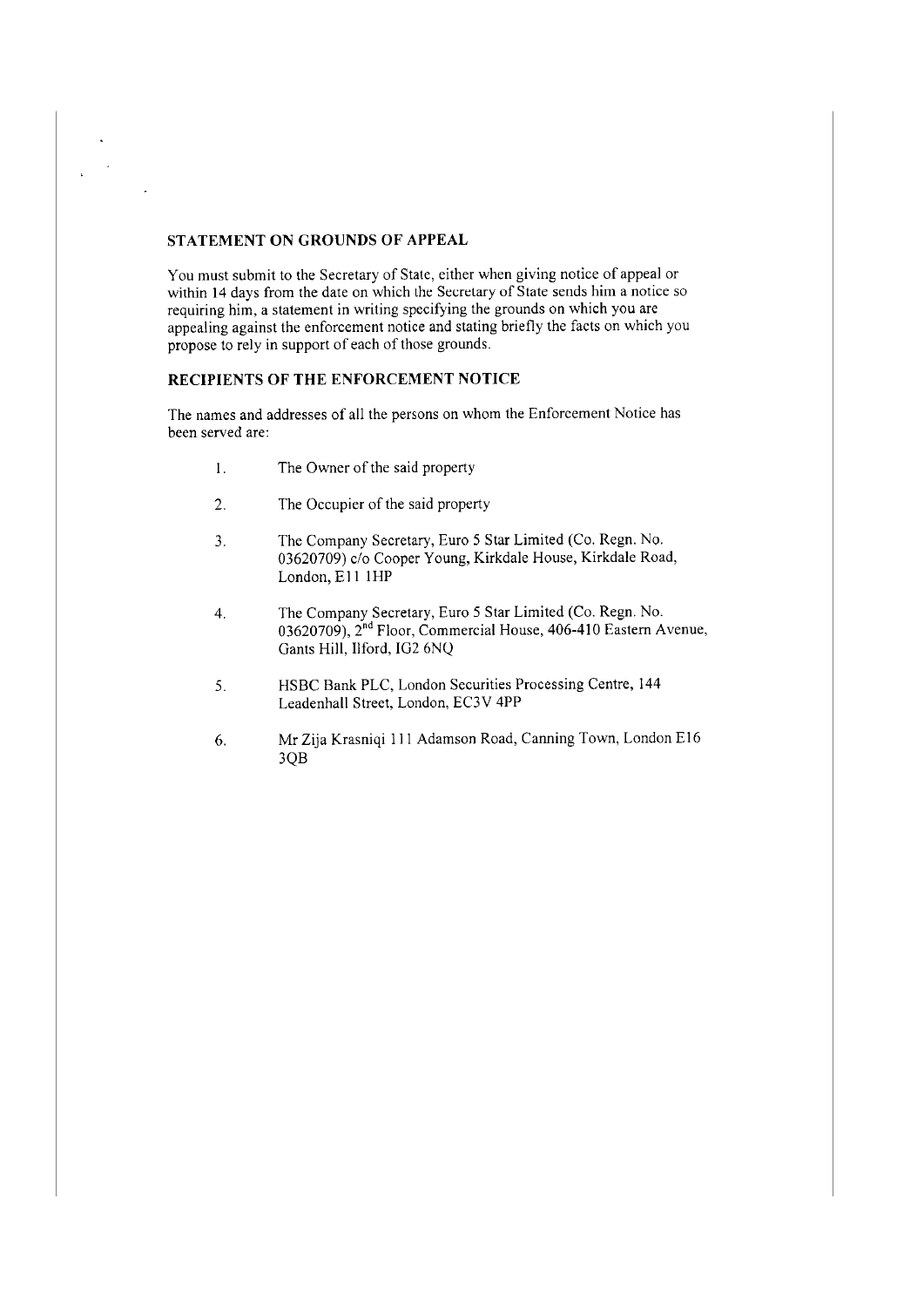## STATEMENT ON GROUNDS OF APPEAL

You must submit to the Secretary of State, either when giving notice of appeal or within 14 days from the date on which the Secretary of State sends him a notice so requiring him, a statement in writing specifying the grounds on which you are appealing against the enforcement notice and stating briefly the facts on which you propose to rely in support of each of those grounds.

## RECIPIENTS OF THE ENFORCEMENT NOTICE

The names and addresses of all the persons on whom the Enforcement Notice has been served are:

1. The Owner of the said property
2. The Occupier of the said property
3. The Company Secretary, Euro 5 Star Limited (Co. Regn. No. 03620709) c/o Cooper Young, Kirkdale House, Kirkdale Road, London, E11 1HP
4. The Company Secretary, Euro 5 Star Limited (Co. Regn. No. 03620709), 2nd Floor, Commercial House, 406-410 Eastern Avenue, Gants Hill, Ilford, IG2 6NQ
5. HSBC Bank PLC, London Securities Processing Centre, 144 Leadenhall Street, London, EC3V 4PP
6. Mr Zija Krasniqi 111 Adamson Road, Canning Town, London E16 3QB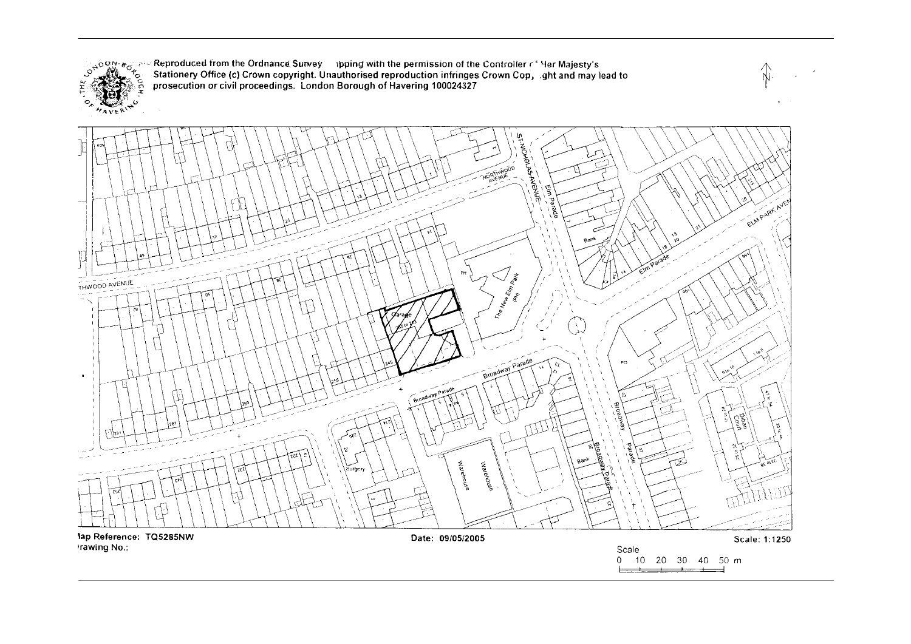Reproduced from the Ordnance Survey ıpping with the permission of the Controller r' Her Majesty's Stationery Office (c) Crown copyright. Unauthorised reproduction infringes Crown Cop, .ght and may lead to prosecution or civil proceedings. London Borough of Havering 100024327

ıap Reference: TQ5285NW

ırawing No.:

Date: 09/05/2005

Scale: 1:1250

Scale

0 10 20 30 40 50 m